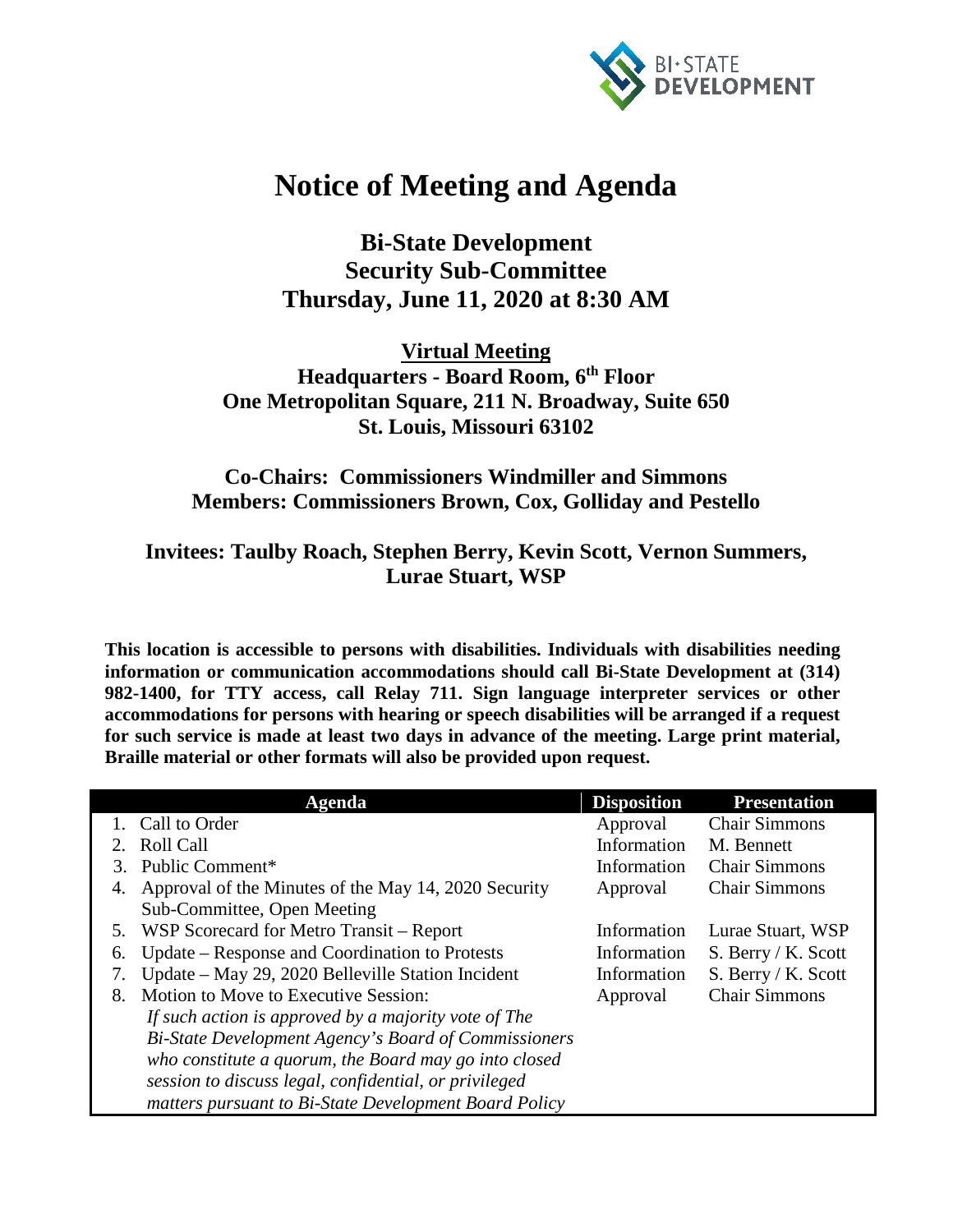# Notice of Meeting and Agenda

## Bi-State Development
## Security Sub-Committee
## Thursday, June 11, 2020 at 8:30 AM

**Virtual Meeting**
**Headquarters - Board Room, 6th Floor**
**One Metropolitan Square, 211 N. Broadway, Suite 650**
**St. Louis, Missouri 63102**

**Co-Chairs: Commissioners Windmiller and Simmons**
**Members: Commissioners Brown, Cox, Golliday and Pestello**

**Invitees: Taulby Roach, Stephen Berry, Kevin Scott, Vernon Summers, Lurae Stuart, WSP**

**This location is accessible to persons with disabilities. Individuals with disabilities needing information or communication accommodations should call Bi-State Development at (314) 982-1400, for TTY access, call Relay 711. Sign language interpreter services or other accommodations for persons with hearing or speech disabilities will be arranged if a request for such service is made at least two days in advance of the meeting. Large print material, Braille material or other formats will also be provided upon request.**

| Agenda | Disposition | Presentation |
|---|---|---|
| 1. Call to Order | Approval | Chair Simmons |
| 2. Roll Call | Information | M. Bennett |
| 3. Public Comment* | Information | Chair Simmons |
| 4. Approval of the Minutes of the May 14, 2020 Security Sub-Committee, Open Meeting | Approval | Chair Simmons |
| 5. WSP Scorecard for Metro Transit – Report | Information | Lurae Stuart, WSP |
| 6. Update – Response and Coordination to Protests | Information | S. Berry / K. Scott |
| 7. Update – May 29, 2020 Belleville Station Incident | Information | S. Berry / K. Scott |
| 8. Motion to Move to Executive Session: *If such action is approved by a majority vote of The Bi-State Development Agency's Board of Commissioners who constitute a quorum, the Board may go into closed session to discuss legal, confidential, or privileged matters pursuant to Bi-State Development Board Policy* | Approval | Chair Simmons |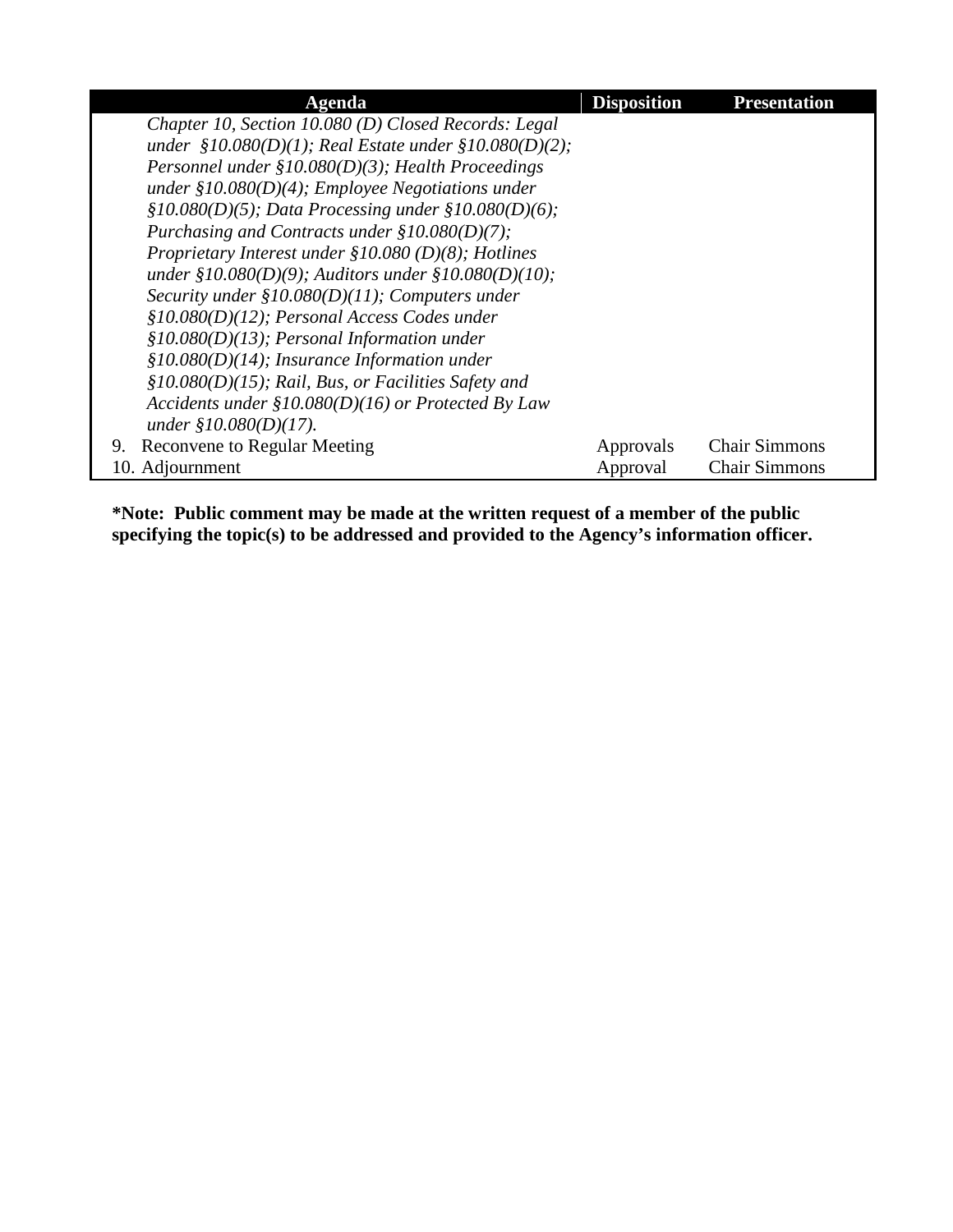| Agenda | Disposition | Presentation |
|---|---|---|
| *Chapter 10, Section 10.080 (D) Closed Records: Legal under §10.080(D)(1); Real Estate under §10.080(D)(2); Personnel under §10.080(D)(3); Health Proceedings under §10.080(D)(4); Employee Negotiations under §10.080(D)(5); Data Processing under §10.080(D)(6); Purchasing and Contracts under §10.080(D)(7); Proprietary Interest under §10.080 (D)(8); Hotlines under §10.080(D)(9); Auditors under §10.080(D)(10); Security under §10.080(D)(11); Computers under §10.080(D)(12); Personal Access Codes under §10.080(D)(13); Personal Information under §10.080(D)(14); Insurance Information under §10.080(D)(15); Rail, Bus, or Facilities Safety and Accidents under §10.080(D)(16) or Protected By Law under §10.080(D)(17).* | | |
| 9. Reconvene to Regular Meeting | Approvals | Chair Simmons |
| 10. Adjournment | Approval | Chair Simmons |

**\*Note: Public comment may be made at the written request of a member of the public specifying the topic(s) to be addressed and provided to the Agency's information officer.**